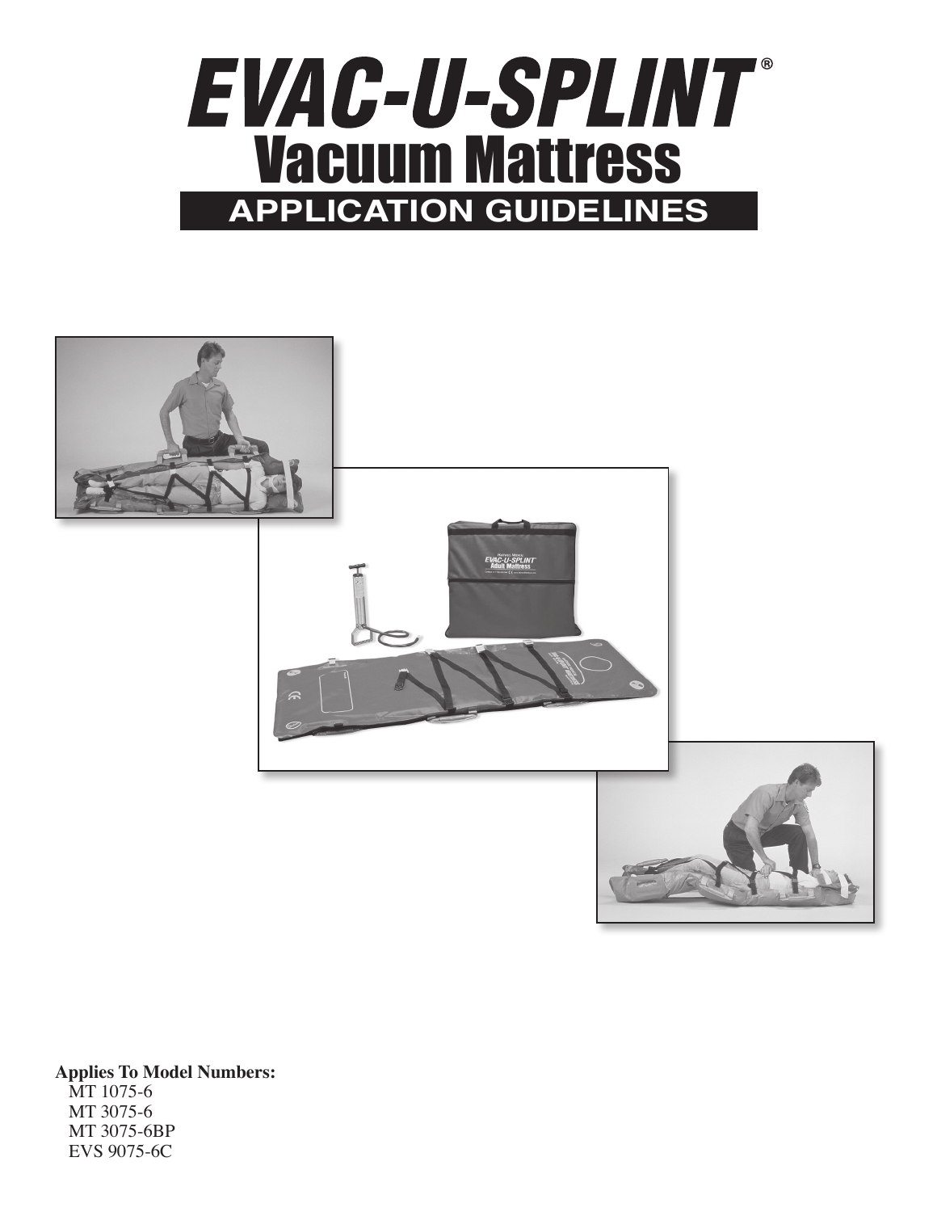# EVAC-U-SPLINT®

## Vacuum Mattress

## APPLICATION GUIDELINES

**Applies To Model Numbers:**

MT 1075-6
MT 3075-6
MT 3075-6BP
EVS 9075-6C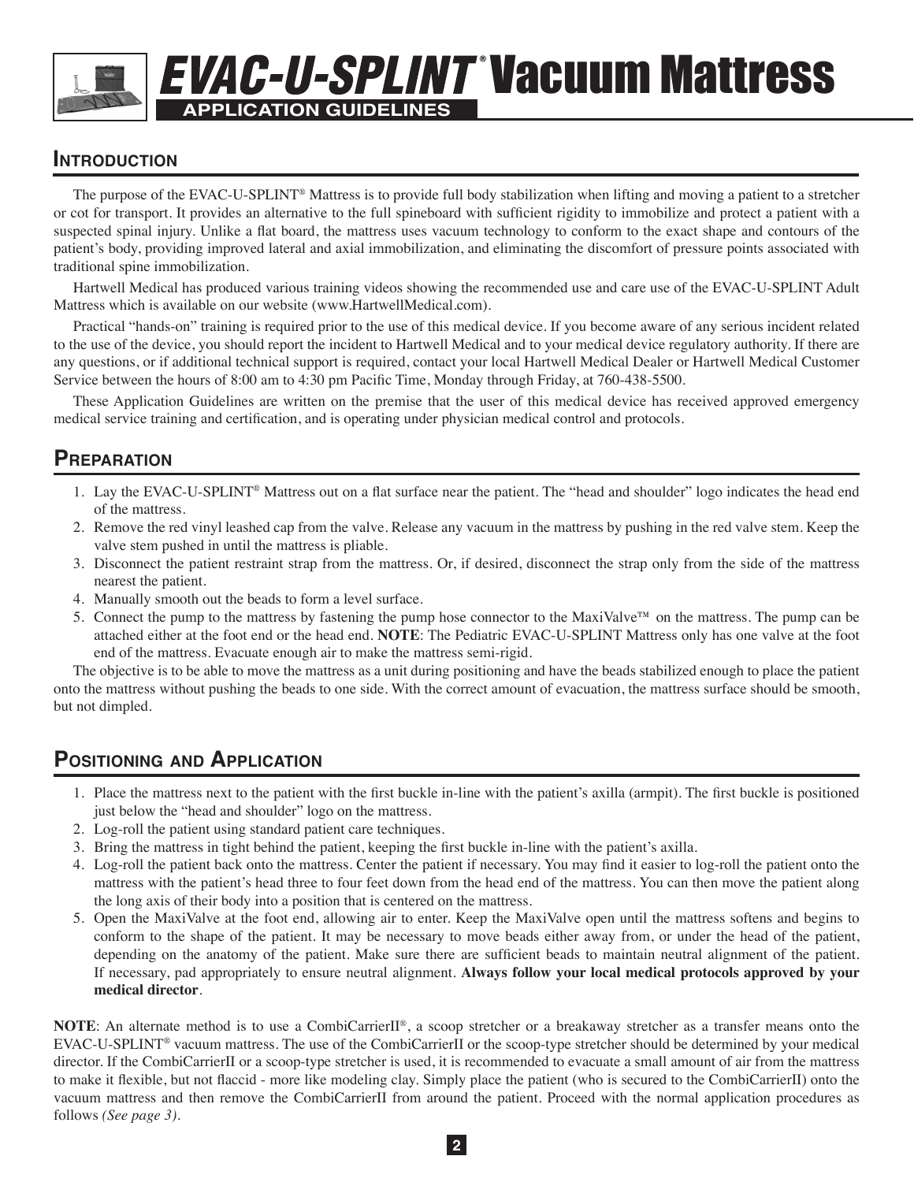# EVAC-U-SPLINT® Vacuum Mattress

**APPLICATION GUIDELINES**

## Introduction

The purpose of the EVAC-U-SPLINT® Mattress is to provide full body stabilization when lifting and moving a patient to a stretcher or cot for transport. It provides an alternative to the full spineboard with sufficient rigidity to immobilize and protect a patient with a suspected spinal injury. Unlike a flat board, the mattress uses vacuum technology to conform to the exact shape and contours of the patient's body, providing improved lateral and axial immobilization, and eliminating the discomfort of pressure points associated with traditional spine immobilization.

Hartwell Medical has produced various training videos showing the recommended use and care use of the EVAC-U-SPLINT Adult Mattress which is available on our website (www.HartwellMedical.com).

Practical "hands-on" training is required prior to the use of this medical device. If you become aware of any serious incident related to the use of the device, you should report the incident to Hartwell Medical and to your medical device regulatory authority. If there are any questions, or if additional technical support is required, contact your local Hartwell Medical Dealer or Hartwell Medical Customer Service between the hours of 8:00 am to 4:30 pm Pacific Time, Monday through Friday, at 760-438-5500.

These Application Guidelines are written on the premise that the user of this medical device has received approved emergency medical service training and certification, and is operating under physician medical control and protocols.

## Preparation

1. Lay the EVAC-U-SPLINT® Mattress out on a flat surface near the patient. The "head and shoulder" logo indicates the head end of the mattress.
2. Remove the red vinyl leashed cap from the valve. Release any vacuum in the mattress by pushing in the red valve stem. Keep the valve stem pushed in until the mattress is pliable.
3. Disconnect the patient restraint strap from the mattress. Or, if desired, disconnect the strap only from the side of the mattress nearest the patient.
4. Manually smooth out the beads to form a level surface.
5. Connect the pump to the mattress by fastening the pump hose connector to the MaxiValve™ on the mattress. The pump can be attached either at the foot end or the head end. **NOTE**: The Pediatric EVAC-U-SPLINT Mattress only has one valve at the foot end of the mattress. Evacuate enough air to make the mattress semi-rigid.

The objective is to be able to move the mattress as a unit during positioning and have the beads stabilized enough to place the patient onto the mattress without pushing the beads to one side. With the correct amount of evacuation, the mattress surface should be smooth, but not dimpled.

## Positioning and Application

1. Place the mattress next to the patient with the first buckle in-line with the patient's axilla (armpit). The first buckle is positioned just below the "head and shoulder" logo on the mattress.
2. Log-roll the patient using standard patient care techniques.
3. Bring the mattress in tight behind the patient, keeping the first buckle in-line with the patient's axilla.
4. Log-roll the patient back onto the mattress. Center the patient if necessary. You may find it easier to log-roll the patient onto the mattress with the patient's head three to four feet down from the head end of the mattress. You can then move the patient along the long axis of their body into a position that is centered on the mattress.
5. Open the MaxiValve at the foot end, allowing air to enter. Keep the MaxiValve open until the mattress softens and begins to conform to the shape of the patient. It may be necessary to move beads either away from, or under the head of the patient, depending on the anatomy of the patient. Make sure there are sufficient beads to maintain neutral alignment of the patient. If necessary, pad appropriately to ensure neutral alignment. **Always follow your local medical protocols approved by your medical director**.

**NOTE**: An alternate method is to use a CombiCarrierII®, a scoop stretcher or a breakaway stretcher as a transfer means onto the EVAC-U-SPLINT® vacuum mattress. The use of the CombiCarrierII or the scoop-type stretcher should be determined by your medical director. If the CombiCarrierII or a scoop-type stretcher is used, it is recommended to evacuate a small amount of air from the mattress to make it flexible, but not flaccid - more like modeling clay. Simply place the patient (who is secured to the CombiCarrierII) onto the vacuum mattress and then remove the CombiCarrierII from around the patient. Proceed with the normal application procedures as follows *(See page 3)*.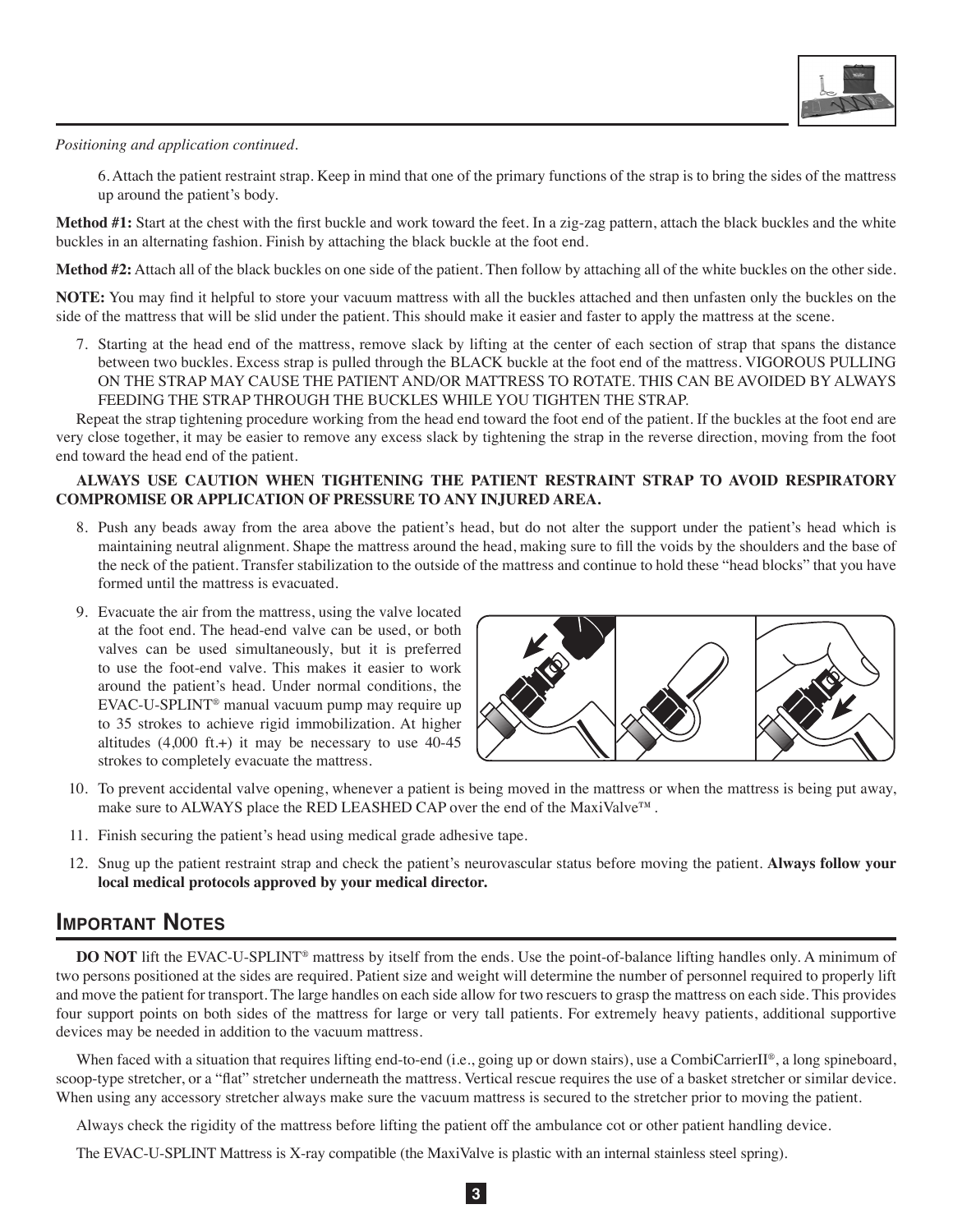*Positioning and application continued.*

6. Attach the patient restraint strap. Keep in mind that one of the primary functions of the strap is to bring the sides of the mattress up around the patient's body.

**Method #1:** Start at the chest with the first buckle and work toward the feet. In a zig-zag pattern, attach the black buckles and the white buckles in an alternating fashion. Finish by attaching the black buckle at the foot end.

**Method #2:** Attach all of the black buckles on one side of the patient. Then follow by attaching all of the white buckles on the other side.

**NOTE:** You may find it helpful to store your vacuum mattress with all the buckles attached and then unfasten only the buckles on the side of the mattress that will be slid under the patient. This should make it easier and faster to apply the mattress at the scene.

7. Starting at the head end of the mattress, remove slack by lifting at the center of each section of strap that spans the distance between two buckles. Excess strap is pulled through the BLACK buckle at the foot end of the mattress. VIGOROUS PULLING ON THE STRAP MAY CAUSE THE PATIENT AND/OR MATTRESS TO ROTATE. THIS CAN BE AVOIDED BY ALWAYS FEEDING THE STRAP THROUGH THE BUCKLES WHILE YOU TIGHTEN THE STRAP.

Repeat the strap tightening procedure working from the head end toward the foot end of the patient. If the buckles at the foot end are very close together, it may be easier to remove any excess slack by tightening the strap in the reverse direction, moving from the foot end toward the head end of the patient.

**ALWAYS USE CAUTION WHEN TIGHTENING THE PATIENT RESTRAINT STRAP TO AVOID RESPIRATORY COMPROMISE OR APPLICATION OF PRESSURE TO ANY INJURED AREA.**

8. Push any beads away from the area above the patient's head, but do not alter the support under the patient's head which is maintaining neutral alignment. Shape the mattress around the head, making sure to fill the voids by the shoulders and the base of the neck of the patient. Transfer stabilization to the outside of the mattress and continue to hold these "head blocks" that you have formed until the mattress is evacuated.

9. Evacuate the air from the mattress, using the valve located at the foot end. The head-end valve can be used, or both valves can be used simultaneously, but it is preferred to use the foot-end valve. This makes it easier to work around the patient's head. Under normal conditions, the EVAC-U-SPLINT® manual vacuum pump may require up to 35 strokes to achieve rigid immobilization. At higher altitudes (4,000 ft.+) it may be necessary to use 40-45 strokes to completely evacuate the mattress.

10. To prevent accidental valve opening, whenever a patient is being moved in the mattress or when the mattress is being put away, make sure to ALWAYS place the RED LEASHED CAP over the end of the MaxiValve™ .

11. Finish securing the patient's head using medical grade adhesive tape.

12. Snug up the patient restraint strap and check the patient's neurovascular status before moving the patient. **Always follow your local medical protocols approved by your medical director.**

## Important Notes

**DO NOT** lift the EVAC-U-SPLINT® mattress by itself from the ends. Use the point-of-balance lifting handles only. A minimum of two persons positioned at the sides are required. Patient size and weight will determine the number of personnel required to properly lift and move the patient for transport. The large handles on each side allow for two rescuers to grasp the mattress on each side. This provides four support points on both sides of the mattress for large or very tall patients. For extremely heavy patients, additional supportive devices may be needed in addition to the vacuum mattress.

When faced with a situation that requires lifting end-to-end (i.e., going up or down stairs), use a CombiCarrierII®, a long spineboard, scoop-type stretcher, or a "flat" stretcher underneath the mattress. Vertical rescue requires the use of a basket stretcher or similar device. When using any accessory stretcher always make sure the vacuum mattress is secured to the stretcher prior to moving the patient.

Always check the rigidity of the mattress before lifting the patient off the ambulance cot or other patient handling device.

The EVAC-U-SPLINT Mattress is X-ray compatible (the MaxiValve is plastic with an internal stainless steel spring).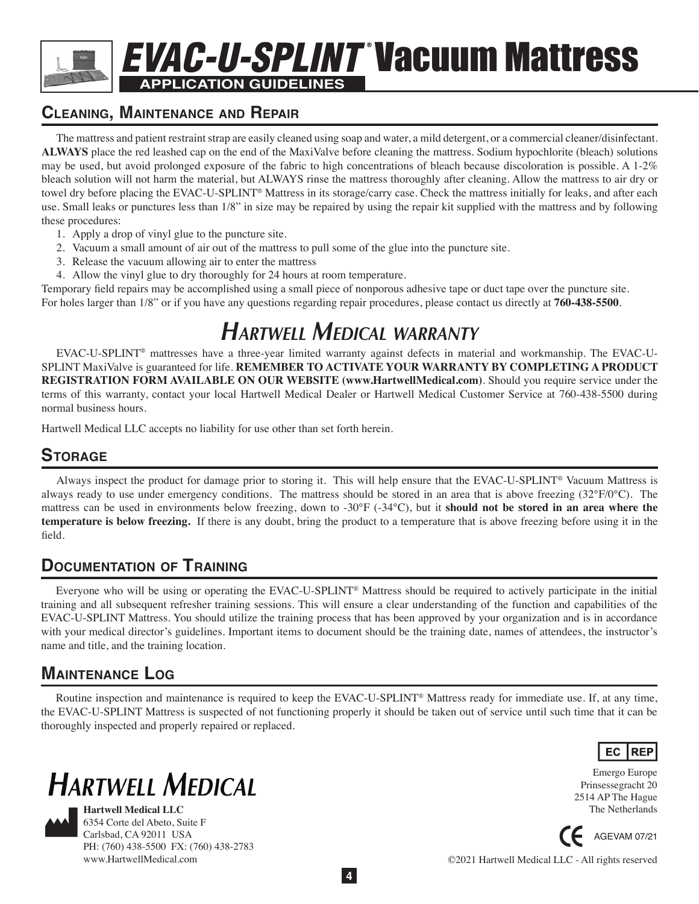# EVAC-U-SPLINT® Vacuum Mattress

**APPLICATION GUIDELINES**

## Cleaning, Maintenance and Repair

The mattress and patient restraint strap are easily cleaned using soap and water, a mild detergent, or a commercial cleaner/disinfectant. **ALWAYS** place the red leashed cap on the end of the MaxiValve before cleaning the mattress. Sodium hypochlorite (bleach) solutions may be used, but avoid prolonged exposure of the fabric to high concentrations of bleach because discoloration is possible. A 1-2% bleach solution will not harm the material, but ALWAYS rinse the mattress thoroughly after cleaning. Allow the mattress to air dry or towel dry before placing the EVAC-U-SPLINT® Mattress in its storage/carry case. Check the mattress initially for leaks, and after each use. Small leaks or punctures less than 1/8" in size may be repaired by using the repair kit supplied with the mattress and by following these procedures:

1. Apply a drop of vinyl glue to the puncture site.
2. Vacuum a small amount of air out of the mattress to pull some of the glue into the puncture site.
3. Release the vacuum allowing air to enter the mattress
4. Allow the vinyl glue to dry thoroughly for 24 hours at room temperature.

Temporary field repairs may be accomplished using a small piece of nonporous adhesive tape or duct tape over the puncture site. For holes larger than 1/8" or if you have any questions regarding repair procedures, please contact us directly at **760-438-5500**.

## *Hartwell Medical Warranty*

EVAC-U-SPLINT® mattresses have a three-year limited warranty against defects in material and workmanship. The EVAC-U-SPLINT MaxiValve is guaranteed for life. **REMEMBER TO ACTIVATE YOUR WARRANTY BY COMPLETING A PRODUCT REGISTRATION FORM AVAILABLE ON OUR WEBSITE (www.HartwellMedical.com)**. Should you require service under the terms of this warranty, contact your local Hartwell Medical Dealer or Hartwell Medical Customer Service at 760-438-5500 during normal business hours.

Hartwell Medical LLC accepts no liability for use other than set forth herein.

## Storage

Always inspect the product for damage prior to storing it. This will help ensure that the EVAC-U-SPLINT® Vacuum Mattress is always ready to use under emergency conditions. The mattress should be stored in an area that is above freezing (32°F/0°C). The mattress can be used in environments below freezing, down to -30°F (-34°C), but it **should not be stored in an area where the temperature is below freezing.** If there is any doubt, bring the product to a temperature that is above freezing before using it in the field.

## Documentation of Training

Everyone who will be using or operating the EVAC-U-SPLINT® Mattress should be required to actively participate in the initial training and all subsequent refresher training sessions. This will ensure a clear understanding of the function and capabilities of the EVAC-U-SPLINT Mattress. You should utilize the training process that has been approved by your organization and is in accordance with your medical director's guidelines. Important items to document should be the training date, names of attendees, the instructor's name and title, and the training location.

## Maintenance Log

Routine inspection and maintenance is required to keep the EVAC-U-SPLINT® Mattress ready for immediate use. If, at any time, the EVAC-U-SPLINT Mattress is suspected of not functioning properly it should be taken out of service until such time that it can be thoroughly inspected and properly repaired or replaced.

*HARTWELL MEDICAL*

**Hartwell Medical LLC**
6354 Corte del Abeto, Suite F
Carlsbad, CA 92011 USA
PH: (760) 438-5500 FX: (760) 438-2783
www.HartwellMedical.com

EC REP

Emergo Europe
Prinsessegracht 20
2514 AP The Hague
The Netherlands

CE AGEVAM 07/21

©2021 Hartwell Medical LLC - All rights reserved